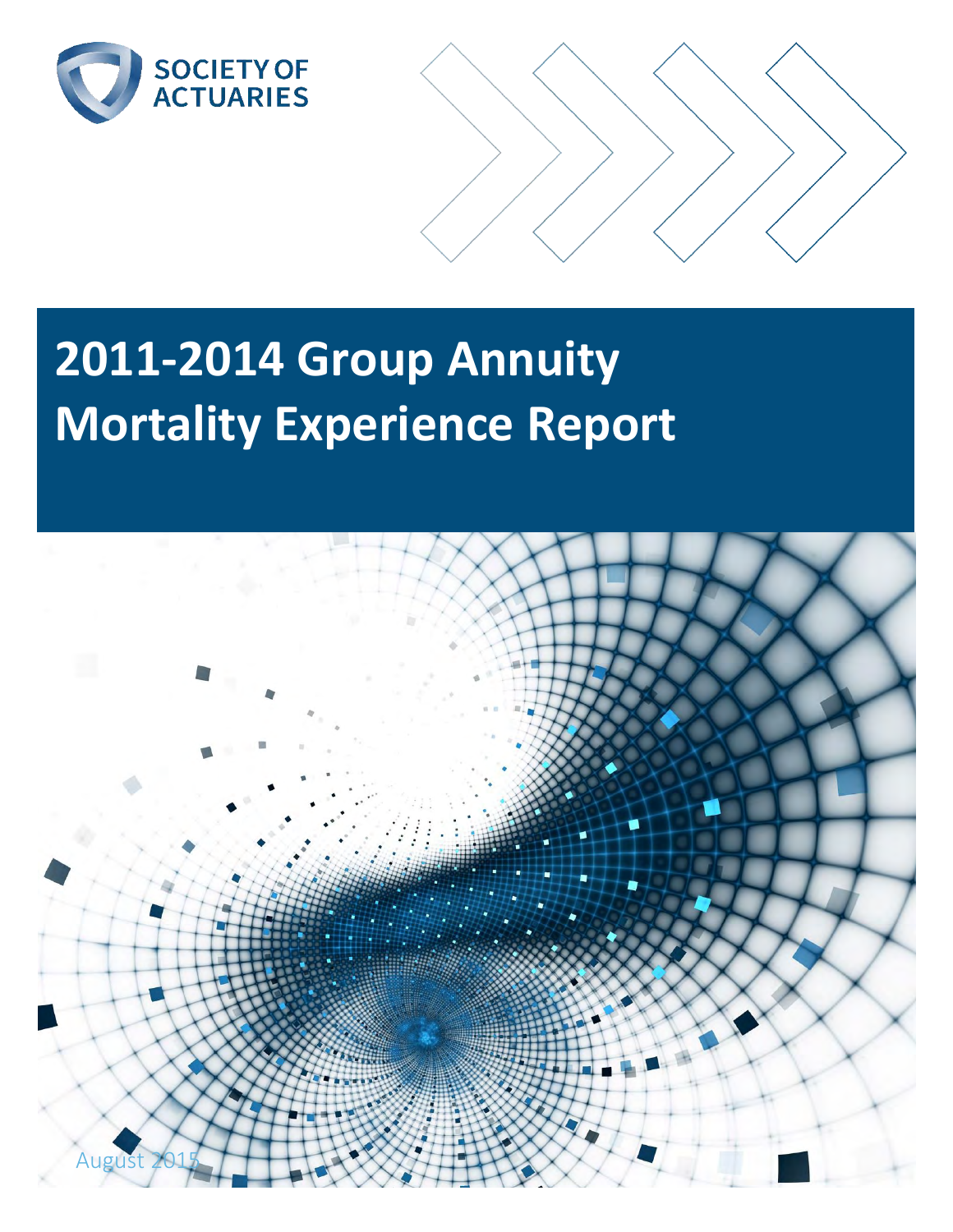SOCIETY OF ACTUARIES

# 2011-2014 Group Annuity Mortality Experience Report

August 2015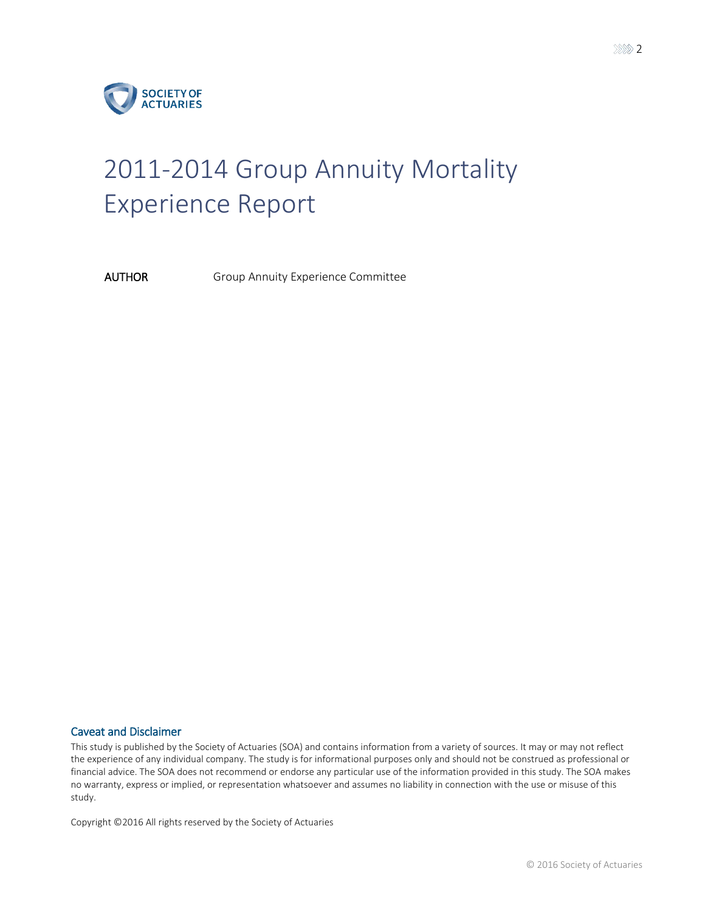SOCIETY OF ACTUARIES

# 2011-2014 Group Annuity Mortality Experience Report

**AUTHOR** Group Annuity Experience Committee

## Caveat and Disclaimer

This study is published by the Society of Actuaries (SOA) and contains information from a variety of sources. It may or may not reflect the experience of any individual company. The study is for informational purposes only and should not be construed as professional or financial advice. The SOA does not recommend or endorse any particular use of the information provided in this study. The SOA makes no warranty, express or implied, or representation whatsoever and assumes no liability in connection with the use or misuse of this study.

Copyright ©2016 All rights reserved by the Society of Actuaries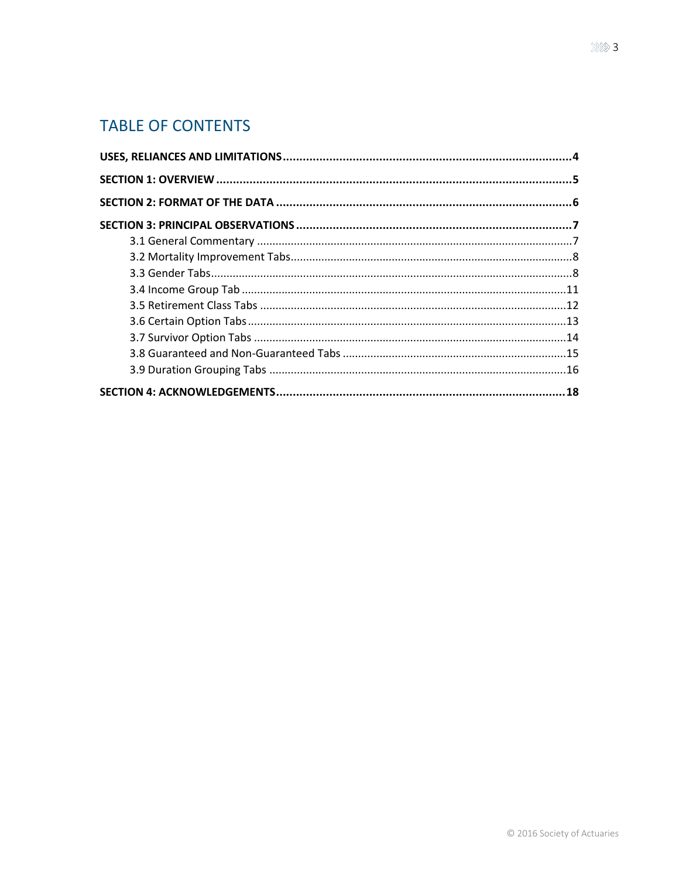## TABLE OF CONTENTS

**USES, RELIANCES AND LIMITATIONS....................................................................................4**

**SECTION 1: OVERVIEW ..........................................................................................................5**

**SECTION 2: FORMAT OF THE DATA ........................................................................................6**

**SECTION 3: PRINCIPAL OBSERVATIONS ..................................................................................7**

- 3.1 General Commentary .....................................................................................................7
- 3.2 Mortality Improvement Tabs..........................................................................................8
- 3.3 Gender Tabs....................................................................................................................8
- 3.4 Income Group Tab ........................................................................................................11
- 3.5 Retirement Class Tabs ..................................................................................................12
- 3.6 Certain Option Tabs......................................................................................................13
- 3.7 Survivor Option Tabs ....................................................................................................14
- 3.8 Guaranteed and Non-Guaranteed Tabs ........................................................................15
- 3.9 Duration Grouping Tabs ...............................................................................................16

**SECTION 4: ACKNOWLEDGEMENTS......................................................................................18**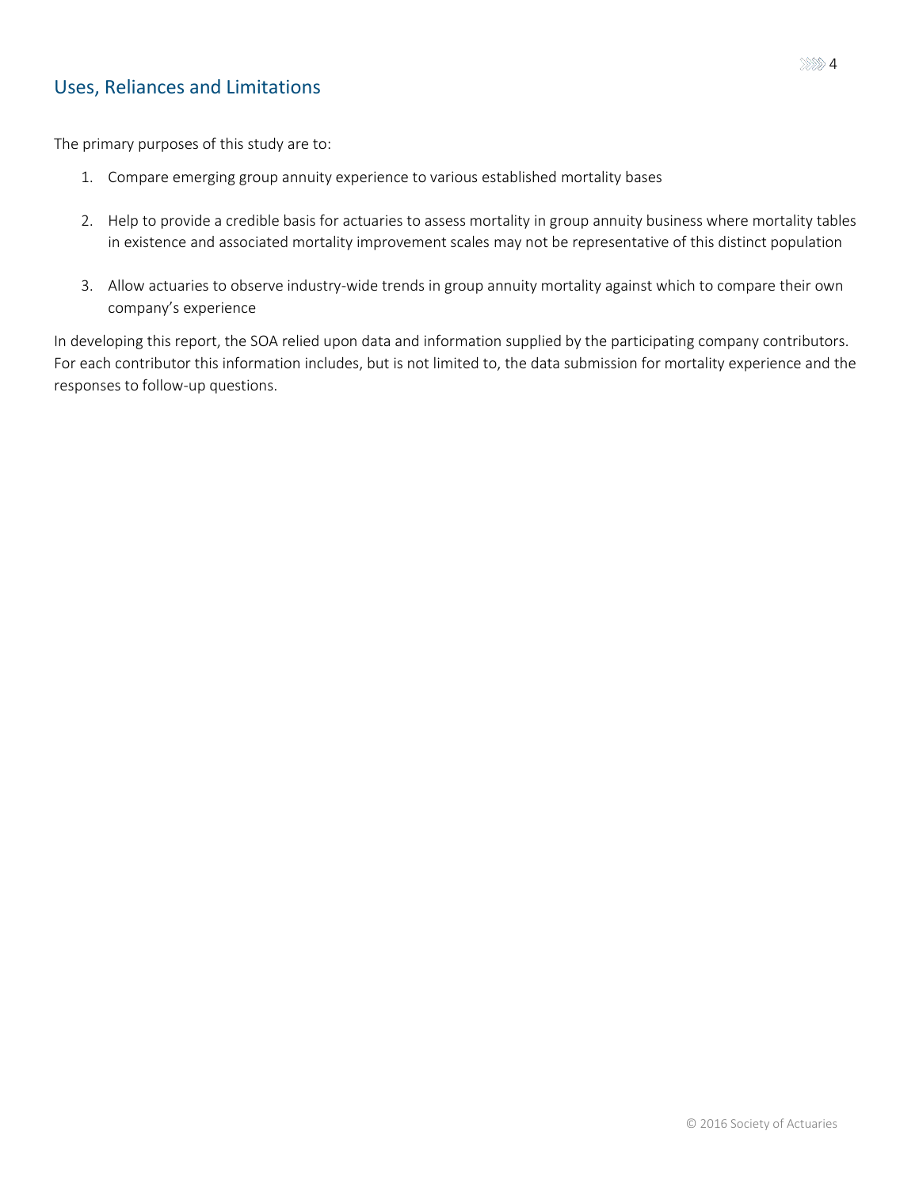## Uses, Reliances and Limitations

The primary purposes of this study are to:

1. Compare emerging group annuity experience to various established mortality bases

2. Help to provide a credible basis for actuaries to assess mortality in group annuity business where mortality tables in existence and associated mortality improvement scales may not be representative of this distinct population

3. Allow actuaries to observe industry-wide trends in group annuity mortality against which to compare their own company's experience

In developing this report, the SOA relied upon data and information supplied by the participating company contributors. For each contributor this information includes, but is not limited to, the data submission for mortality experience and the responses to follow-up questions.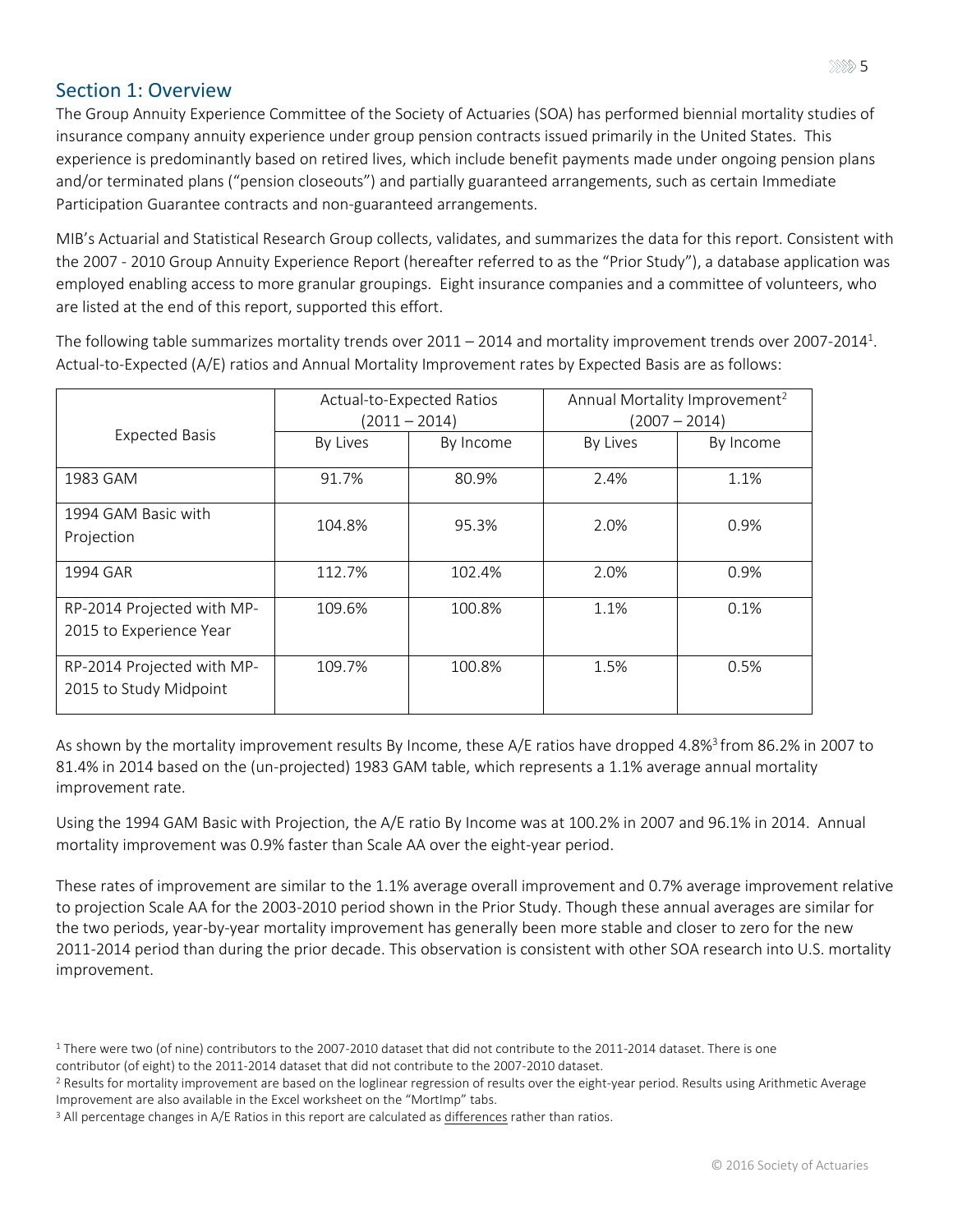## Section 1: Overview

The Group Annuity Experience Committee of the Society of Actuaries (SOA) has performed biennial mortality studies of insurance company annuity experience under group pension contracts issued primarily in the United States. This experience is predominantly based on retired lives, which include benefit payments made under ongoing pension plans and/or terminated plans ("pension closeouts") and partially guaranteed arrangements, such as certain Immediate Participation Guarantee contracts and non-guaranteed arrangements.

MIB's Actuarial and Statistical Research Group collects, validates, and summarizes the data for this report. Consistent with the 2007 - 2010 Group Annuity Experience Report (hereafter referred to as the "Prior Study"), a database application was employed enabling access to more granular groupings. Eight insurance companies and a committee of volunteers, who are listed at the end of this report, supported this effort.

The following table summarizes mortality trends over 2011 – 2014 and mortality improvement trends over 2007-2014[1]. Actual-to-Expected (A/E) ratios and Annual Mortality Improvement rates by Expected Basis are as follows:

| Expected Basis | Actual-to-Expected Ratios (2011 – 2014) | | Annual Mortality Improvement[2] (2007 – 2014) | |
|---|---|---|---|---|
| | By Lives | By Income | By Lives | By Income |
| 1983 GAM | 91.7% | 80.9% | 2.4% | 1.1% |
| 1994 GAM Basic with Projection | 104.8% | 95.3% | 2.0% | 0.9% |
| 1994 GAR | 112.7% | 102.4% | 2.0% | 0.9% |
| RP-2014 Projected with MP-2015 to Experience Year | 109.6% | 100.8% | 1.1% | 0.1% |
| RP-2014 Projected with MP-2015 to Study Midpoint | 109.7% | 100.8% | 1.5% | 0.5% |

As shown by the mortality improvement results By Income, these A/E ratios have dropped 4.8%[3] from 86.2% in 2007 to 81.4% in 2014 based on the (un-projected) 1983 GAM table, which represents a 1.1% average annual mortality improvement rate.

Using the 1994 GAM Basic with Projection, the A/E ratio By Income was at 100.2% in 2007 and 96.1% in 2014. Annual mortality improvement was 0.9% faster than Scale AA over the eight-year period.

These rates of improvement are similar to the 1.1% average overall improvement and 0.7% average improvement relative to projection Scale AA for the 2003-2010 period shown in the Prior Study. Though these annual averages are similar for the two periods, year-by-year mortality improvement has generally been more stable and closer to zero for the new 2011-2014 period than during the prior decade. This observation is consistent with other SOA research into U.S. mortality improvement.

[1] There were two (of nine) contributors to the 2007-2010 dataset that did not contribute to the 2011-2014 dataset. There is one contributor (of eight) to the 2011-2014 dataset that did not contribute to the 2007-2010 dataset.

[2] Results for mortality improvement are based on the loglinear regression of results over the eight-year period. Results using Arithmetic Average Improvement are also available in the Excel worksheet on the "MortImp" tabs.

[3] All percentage changes in A/E Ratios in this report are calculated as differences rather than ratios.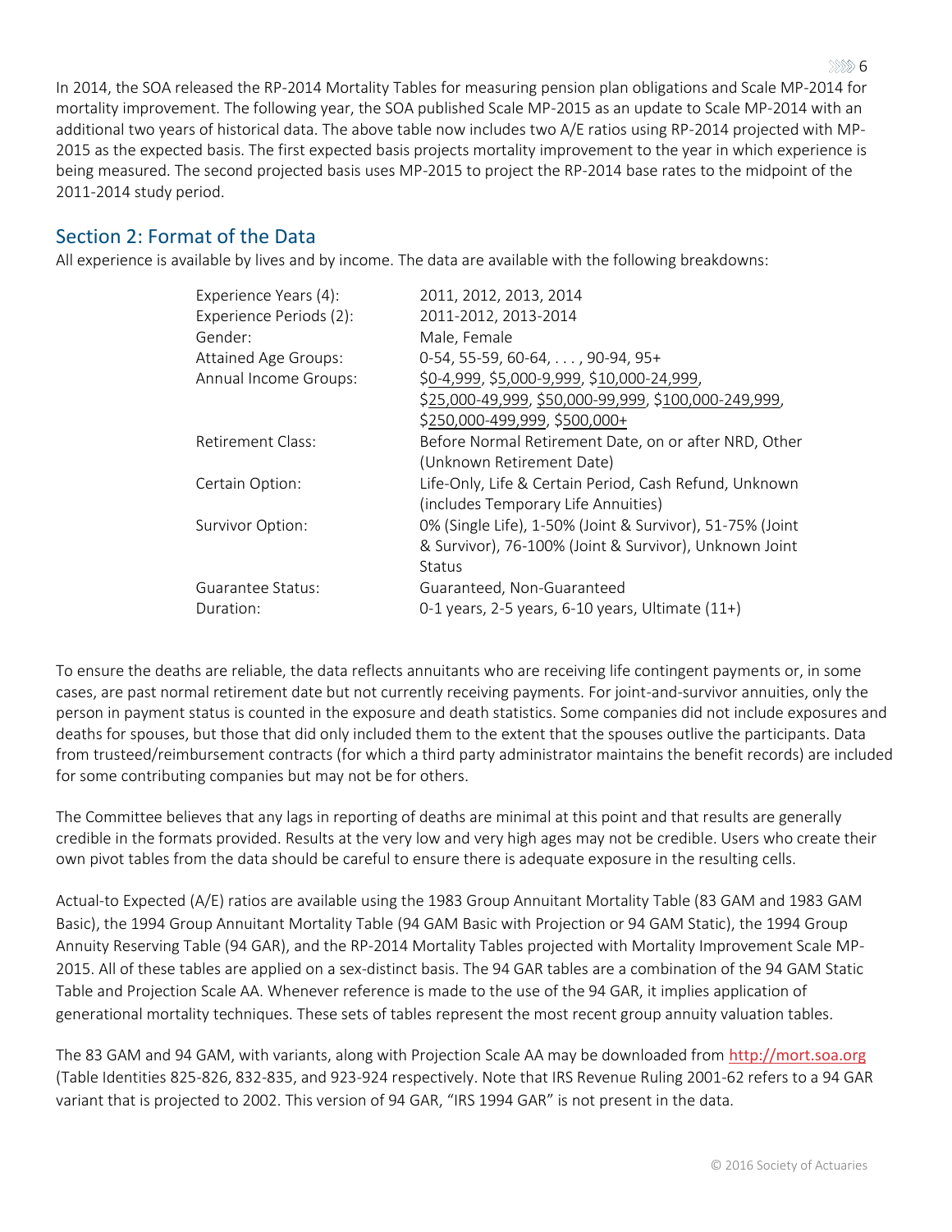In 2014, the SOA released the RP-2014 Mortality Tables for measuring pension plan obligations and Scale MP-2014 for mortality improvement. The following year, the SOA published Scale MP-2015 as an update to Scale MP-2014 with an additional two years of historical data. The above table now includes two A/E ratios using RP-2014 projected with MP-2015 as the expected basis. The first expected basis projects mortality improvement to the year in which experience is being measured. The second projected basis uses MP-2015 to project the RP-2014 base rates to the midpoint of the 2011-2014 study period.

## Section 2: Format of the Data

All experience is available by lives and by income. The data are available with the following breakdowns:

| | |
|---|---|
| Experience Years (4): | 2011, 2012, 2013, 2014 |
| Experience Periods (2): | 2011-2012, 2013-2014 |
| Gender: | Male, Female |
| Attained Age Groups: | 0-54, 55-59, 60-64, . . . , 90-94, 95+ |
| Annual Income Groups: | \$0-4,999, \$5,000-9,999, \$10,000-24,999, \$25,000-49,999, \$50,000-99,999, \$100,000-249,999, \$250,000-499,999, \$500,000+ |
| Retirement Class: | Before Normal Retirement Date, on or after NRD, Other (Unknown Retirement Date) |
| Certain Option: | Life-Only, Life & Certain Period, Cash Refund, Unknown (includes Temporary Life Annuities) |
| Survivor Option: | 0% (Single Life), 1-50% (Joint & Survivor), 51-75% (Joint & Survivor), 76-100% (Joint & Survivor), Unknown Joint Status |
| Guarantee Status: | Guaranteed, Non-Guaranteed |
| Duration: | 0-1 years, 2-5 years, 6-10 years, Ultimate (11+) |

To ensure the deaths are reliable, the data reflects annuitants who are receiving life contingent payments or, in some cases, are past normal retirement date but not currently receiving payments. For joint-and-survivor annuities, only the person in payment status is counted in the exposure and death statistics. Some companies did not include exposures and deaths for spouses, but those that did only included them to the extent that the spouses outlive the participants. Data from trusteed/reimbursement contracts (for which a third party administrator maintains the benefit records) are included for some contributing companies but may not be for others.

The Committee believes that any lags in reporting of deaths are minimal at this point and that results are generally credible in the formats provided. Results at the very low and very high ages may not be credible. Users who create their own pivot tables from the data should be careful to ensure there is adequate exposure in the resulting cells.

Actual-to Expected (A/E) ratios are available using the 1983 Group Annuitant Mortality Table (83 GAM and 1983 GAM Basic), the 1994 Group Annuitant Mortality Table (94 GAM Basic with Projection or 94 GAM Static), the 1994 Group Annuity Reserving Table (94 GAR), and the RP-2014 Mortality Tables projected with Mortality Improvement Scale MP-2015. All of these tables are applied on a sex-distinct basis. The 94 GAR tables are a combination of the 94 GAM Static Table and Projection Scale AA. Whenever reference is made to the use of the 94 GAR, it implies application of generational mortality techniques. These sets of tables represent the most recent group annuity valuation tables.

The 83 GAM and 94 GAM, with variants, along with Projection Scale AA may be downloaded from http://mort.soa.org (Table Identities 825-826, 832-835, and 923-924 respectively. Note that IRS Revenue Ruling 2001-62 refers to a 94 GAR variant that is projected to 2002. This version of 94 GAR, "IRS 1994 GAR" is not present in the data.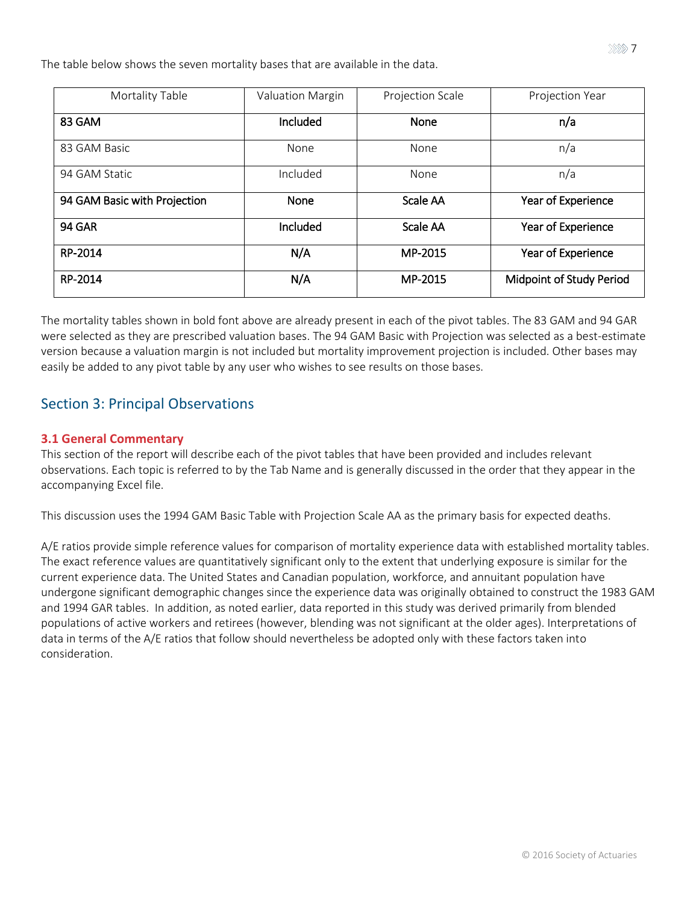The table below shows the seven mortality bases that are available in the data.

| Mortality Table | Valuation Margin | Projection Scale | Projection Year |
|---|---|---|---|
| **83 GAM** | **Included** | **None** | **n/a** |
| 83 GAM Basic | None | None | n/a |
| 94 GAM Static | Included | None | n/a |
| **94 GAM Basic with Projection** | **None** | **Scale AA** | **Year of Experience** |
| **94 GAR** | **Included** | **Scale AA** | **Year of Experience** |
| RP-2014 | N/A | MP-2015 | Year of Experience |
| RP-2014 | N/A | MP-2015 | Midpoint of Study Period |

The mortality tables shown in bold font above are already present in each of the pivot tables. The 83 GAM and 94 GAR were selected as they are prescribed valuation bases. The 94 GAM Basic with Projection was selected as a best-estimate version because a valuation margin is not included but mortality improvement projection is included. Other bases may easily be added to any pivot table by any user who wishes to see results on those bases.

## Section 3: Principal Observations

### 3.1 General Commentary

This section of the report will describe each of the pivot tables that have been provided and includes relevant observations. Each topic is referred to by the Tab Name and is generally discussed in the order that they appear in the accompanying Excel file.

This discussion uses the 1994 GAM Basic Table with Projection Scale AA as the primary basis for expected deaths.

A/E ratios provide simple reference values for comparison of mortality experience data with established mortality tables. The exact reference values are quantitatively significant only to the extent that underlying exposure is similar for the current experience data. The United States and Canadian population, workforce, and annuitant population have undergone significant demographic changes since the experience data was originally obtained to construct the 1983 GAM and 1994 GAR tables. In addition, as noted earlier, data reported in this study was derived primarily from blended populations of active workers and retirees (however, blending was not significant at the older ages). Interpretations of data in terms of the A/E ratios that follow should nevertheless be adopted only with these factors taken into consideration.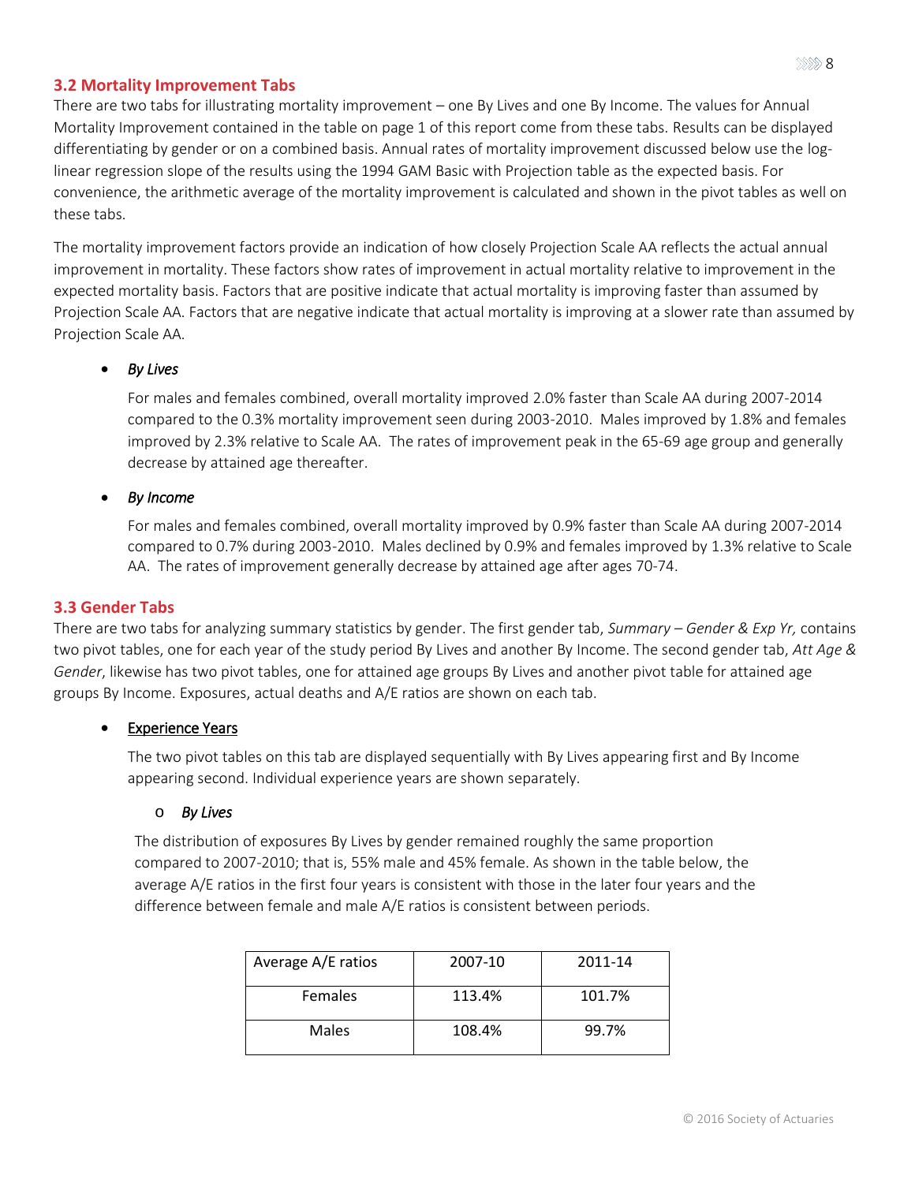## 3.2 Mortality Improvement Tabs

There are two tabs for illustrating mortality improvement – one By Lives and one By Income. The values for Annual Mortality Improvement contained in the table on page 1 of this report come from these tabs. Results can be displayed differentiating by gender or on a combined basis. Annual rates of mortality improvement discussed below use the log-linear regression slope of the results using the 1994 GAM Basic with Projection table as the expected basis. For convenience, the arithmetic average of the mortality improvement is calculated and shown in the pivot tables as well on these tabs.

The mortality improvement factors provide an indication of how closely Projection Scale AA reflects the actual annual improvement in mortality. These factors show rates of improvement in actual mortality relative to improvement in the expected mortality basis. Factors that are positive indicate that actual mortality is improving faster than assumed by Projection Scale AA. Factors that are negative indicate that actual mortality is improving at a slower rate than assumed by Projection Scale AA.

- *By Lives*

  For males and females combined, overall mortality improved 2.0% faster than Scale AA during 2007-2014 compared to the 0.3% mortality improvement seen during 2003-2010. Males improved by 1.8% and females improved by 2.3% relative to Scale AA. The rates of improvement peak in the 65-69 age group and generally decrease by attained age thereafter.

- *By Income*

  For males and females combined, overall mortality improved by 0.9% faster than Scale AA during 2007-2014 compared to 0.7% during 2003-2010. Males declined by 0.9% and females improved by 1.3% relative to Scale AA. The rates of improvement generally decrease by attained age after ages 70-74.

## 3.3 Gender Tabs

There are two tabs for analyzing summary statistics by gender. The first gender tab, *Summary – Gender & Exp Yr,* contains two pivot tables, one for each year of the study period By Lives and another By Income. The second gender tab, *Att Age & Gender*, likewise has two pivot tables, one for attained age groups By Lives and another pivot table for attained age groups By Income. Exposures, actual deaths and A/E ratios are shown on each tab.

- Experience Years

  The two pivot tables on this tab are displayed sequentially with By Lives appearing first and By Income appearing second. Individual experience years are shown separately.

  - *By Lives*

    The distribution of exposures By Lives by gender remained roughly the same proportion compared to 2007-2010; that is, 55% male and 45% female. As shown in the table below, the average A/E ratios in the first four years is consistent with those in the later four years and the difference between female and male A/E ratios is consistent between periods.

| Average A/E ratios | 2007-10 | 2011-14 |
|---|---|---|
| Females | 113.4% | 101.7% |
| Males | 108.4% | 99.7% |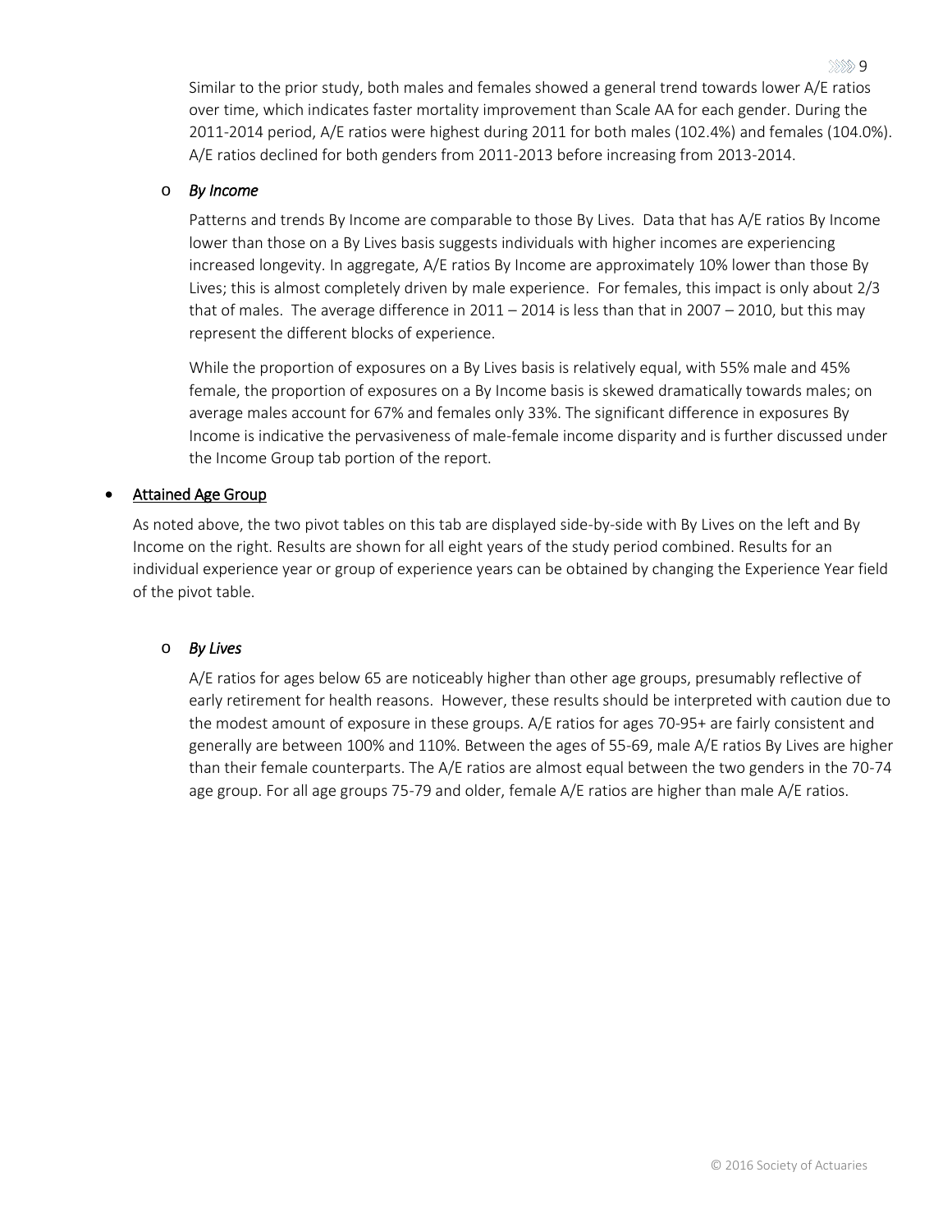Similar to the prior study, both males and females showed a general trend towards lower A/E ratios over time, which indicates faster mortality improvement than Scale AA for each gender. During the 2011-2014 period, A/E ratios were highest during 2011 for both males (102.4%) and females (104.0%). A/E ratios declined for both genders from 2011-2013 before increasing from 2013-2014.

- *By Income*

  Patterns and trends By Income are comparable to those By Lives. Data that has A/E ratios By Income lower than those on a By Lives basis suggests individuals with higher incomes are experiencing increased longevity. In aggregate, A/E ratios By Income are approximately 10% lower than those By Lives; this is almost completely driven by male experience. For females, this impact is only about 2/3 that of males. The average difference in 2011 – 2014 is less than that in 2007 – 2010, but this may represent the different blocks of experience.

  While the proportion of exposures on a By Lives basis is relatively equal, with 55% male and 45% female, the proportion of exposures on a By Income basis is skewed dramatically towards males; on average males account for 67% and females only 33%. The significant difference in exposures By Income is indicative the pervasiveness of male-female income disparity and is further discussed under the Income Group tab portion of the report.

- <u>Attained Age Group</u>

  As noted above, the two pivot tables on this tab are displayed side-by-side with By Lives on the left and By Income on the right. Results are shown for all eight years of the study period combined. Results for an individual experience year or group of experience years can be obtained by changing the Experience Year field of the pivot table.

  - *By Lives*

    A/E ratios for ages below 65 are noticeably higher than other age groups, presumably reflective of early retirement for health reasons. However, these results should be interpreted with caution due to the modest amount of exposure in these groups. A/E ratios for ages 70-95+ are fairly consistent and generally are between 100% and 110%. Between the ages of 55-69, male A/E ratios By Lives are higher than their female counterparts. The A/E ratios are almost equal between the two genders in the 70-74 age group. For all age groups 75-79 and older, female A/E ratios are higher than male A/E ratios.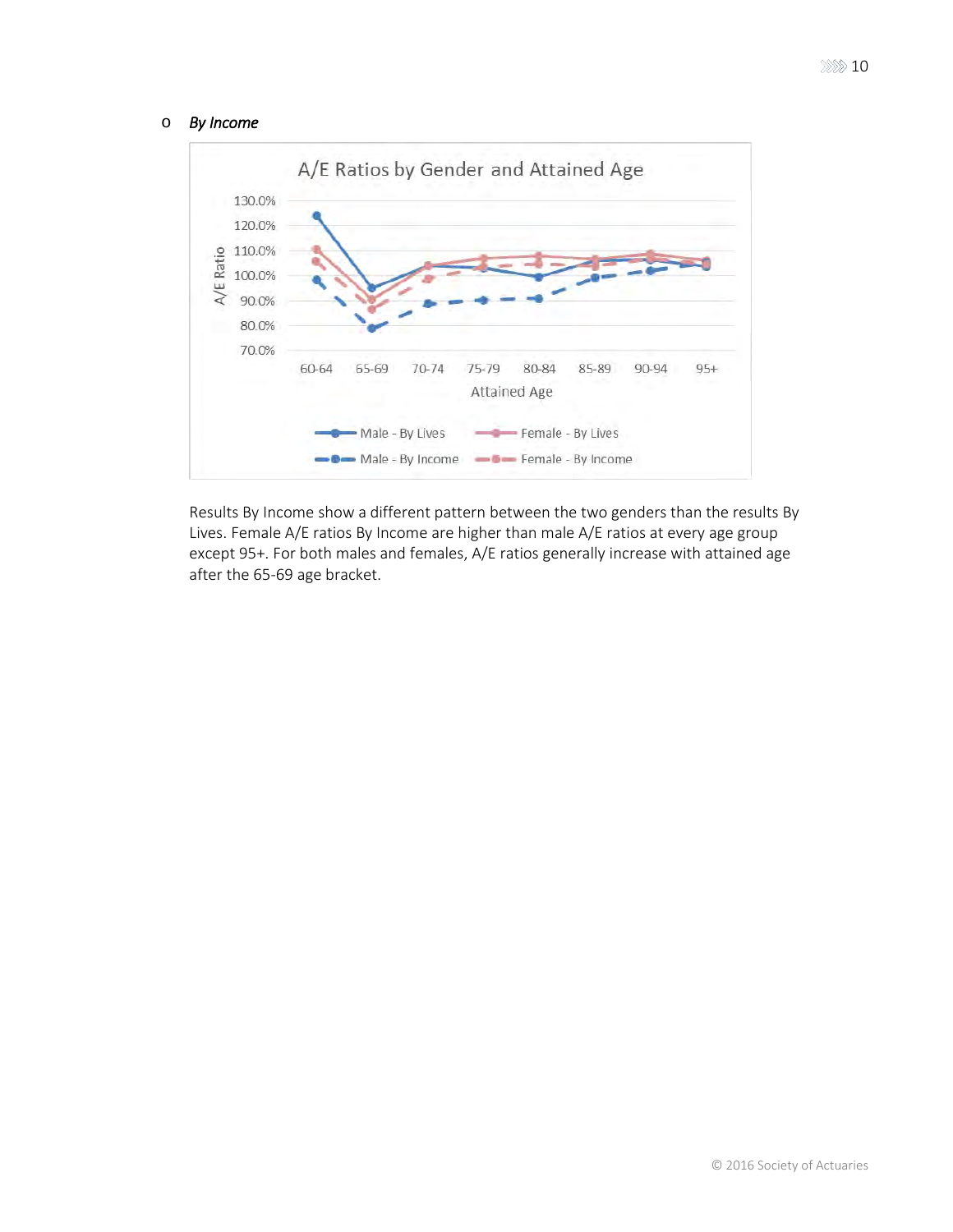- *By Income*

Results By Income show a different pattern between the two genders than the results By Lives. Female A/E ratios By Income are higher than male A/E ratios at every age group except 95+. For both males and females, A/E ratios generally increase with attained age after the 65-69 age bracket.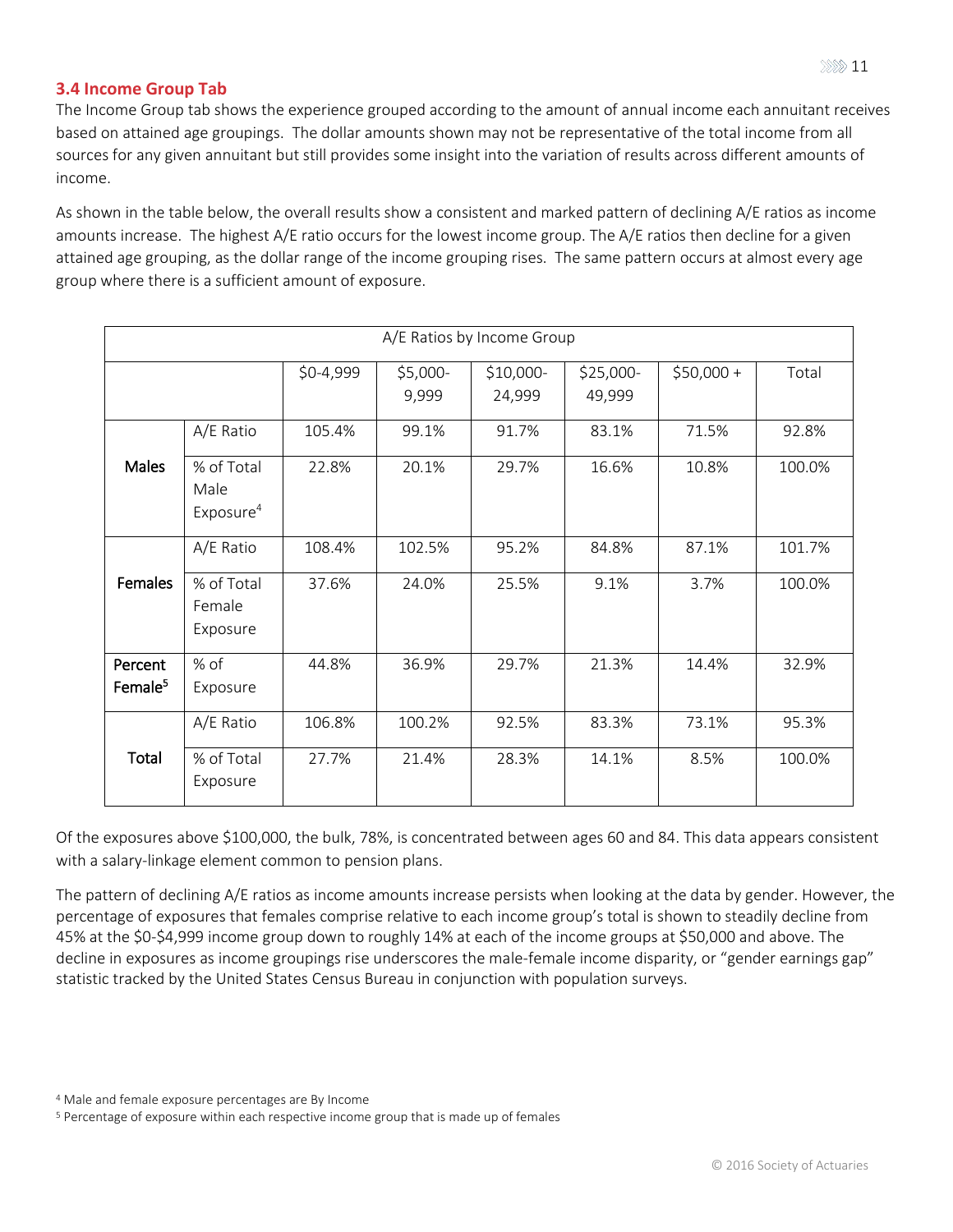### 3.4 Income Group Tab

The Income Group tab shows the experience grouped according to the amount of annual income each annuitant receives based on attained age groupings. The dollar amounts shown may not be representative of the total income from all sources for any given annuitant but still provides some insight into the variation of results across different amounts of income.

As shown in the table below, the overall results show a consistent and marked pattern of declining A/E ratios as income amounts increase. The highest A/E ratio occurs for the lowest income group. The A/E ratios then decline for a given attained age grouping, as the dollar range of the income grouping rises. The same pattern occurs at almost every age group where there is a sufficient amount of exposure.

| A/E Ratios by Income Group | | | | | | | |
|---|---|---|---|---|---|---|---|
| | | $0-4,999 | $5,000-9,999 | $10,000-24,999 | $25,000-49,999 | $50,000 + | Total |
| **Males** | A/E Ratio | 105.4% | 99.1% | 91.7% | 83.1% | 71.5% | 92.8% |
| | % of Total Male Exposure[4] | 22.8% | 20.1% | 29.7% | 16.6% | 10.8% | 100.0% |
| **Females** | A/E Ratio | 108.4% | 102.5% | 95.2% | 84.8% | 87.1% | 101.7% |
| | % of Total Female Exposure | 37.6% | 24.0% | 25.5% | 9.1% | 3.7% | 100.0% |
| **Percent Female[5]** | % of Exposure | 44.8% | 36.9% | 29.7% | 21.3% | 14.4% | 32.9% |
| **Total** | A/E Ratio | 106.8% | 100.2% | 92.5% | 83.3% | 73.1% | 95.3% |
| | % of Total Exposure | 27.7% | 21.4% | 28.3% | 14.1% | 8.5% | 100.0% |

Of the exposures above $100,000, the bulk, 78%, is concentrated between ages 60 and 84. This data appears consistent with a salary-linkage element common to pension plans.

The pattern of declining A/E ratios as income amounts increase persists when looking at the data by gender. However, the percentage of exposures that females comprise relative to each income group's total is shown to steadily decline from 45% at the $0-$4,999 income group down to roughly 14% at each of the income groups at $50,000 and above. The decline in exposures as income groupings rise underscores the male-female income disparity, or "gender earnings gap" statistic tracked by the United States Census Bureau in conjunction with population surveys.

[4] Male and female exposure percentages are By Income

[5] Percentage of exposure within each respective income group that is made up of females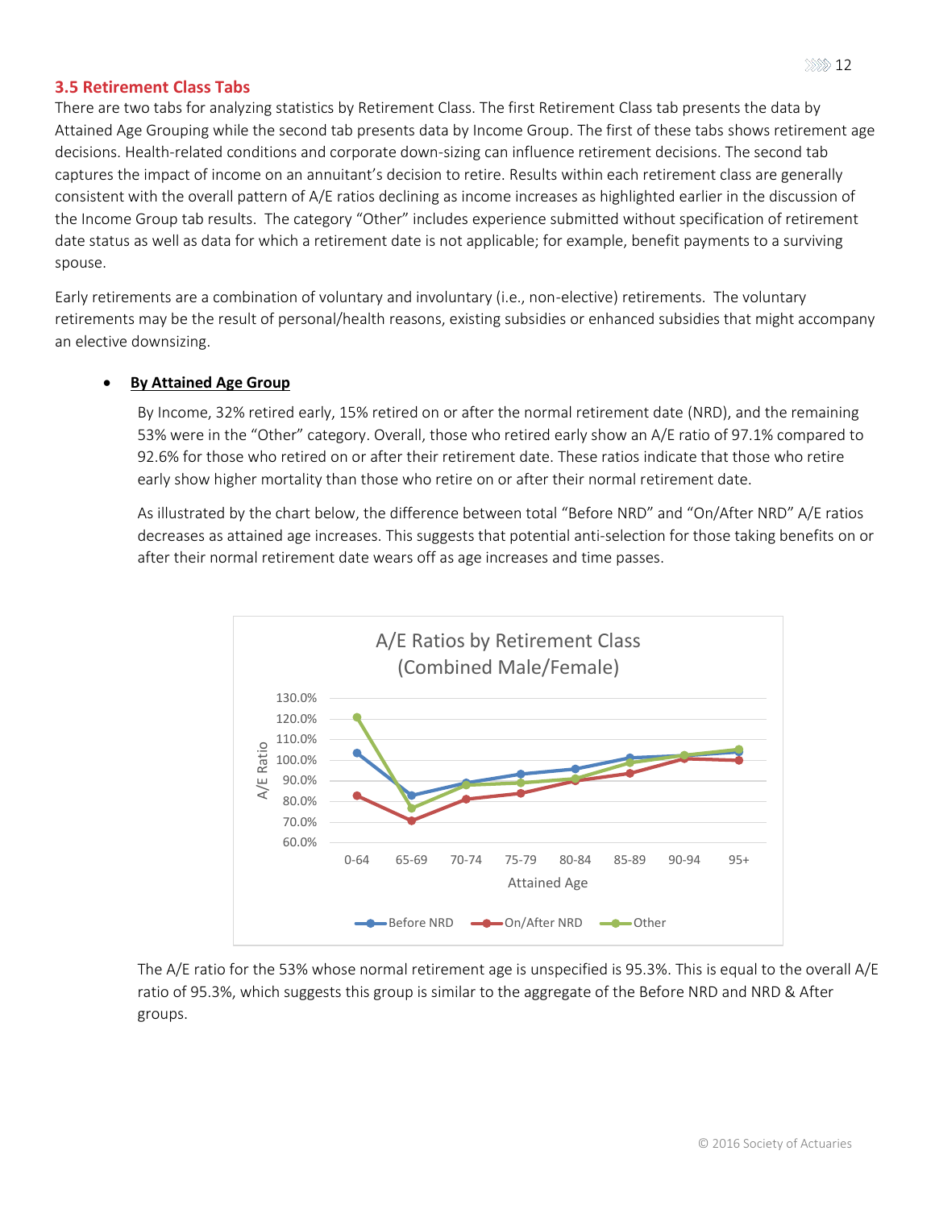### 3.5 Retirement Class Tabs

There are two tabs for analyzing statistics by Retirement Class. The first Retirement Class tab presents the data by Attained Age Grouping while the second tab presents data by Income Group. The first of these tabs shows retirement age decisions. Health-related conditions and corporate down-sizing can influence retirement decisions. The second tab captures the impact of income on an annuitant's decision to retire. Results within each retirement class are generally consistent with the overall pattern of A/E ratios declining as income increases as highlighted earlier in the discussion of the Income Group tab results. The category "Other" includes experience submitted without specification of retirement date status as well as data for which a retirement date is not applicable; for example, benefit payments to a surviving spouse.

Early retirements are a combination of voluntary and involuntary (i.e., non-elective) retirements. The voluntary retirements may be the result of personal/health reasons, existing subsidies or enhanced subsidies that might accompany an elective downsizing.

- **By Attained Age Group**

  By Income, 32% retired early, 15% retired on or after the normal retirement date (NRD), and the remaining 53% were in the "Other" category. Overall, those who retired early show an A/E ratio of 97.1% compared to 92.6% for those who retired on or after their retirement date. These ratios indicate that those who retire early show higher mortality than those who retire on or after their normal retirement date.

  As illustrated by the chart below, the difference between total "Before NRD" and "On/After NRD" A/E ratios decreases as attained age increases. This suggests that potential anti-selection for those taking benefits on or after their normal retirement date wears off as age increases and time passes.

  A/E Ratios by Retirement Class (Combined Male/Female)

  The A/E ratio for the 53% whose normal retirement age is unspecified is 95.3%. This is equal to the overall A/E ratio of 95.3%, which suggests this group is similar to the aggregate of the Before NRD and NRD & After groups.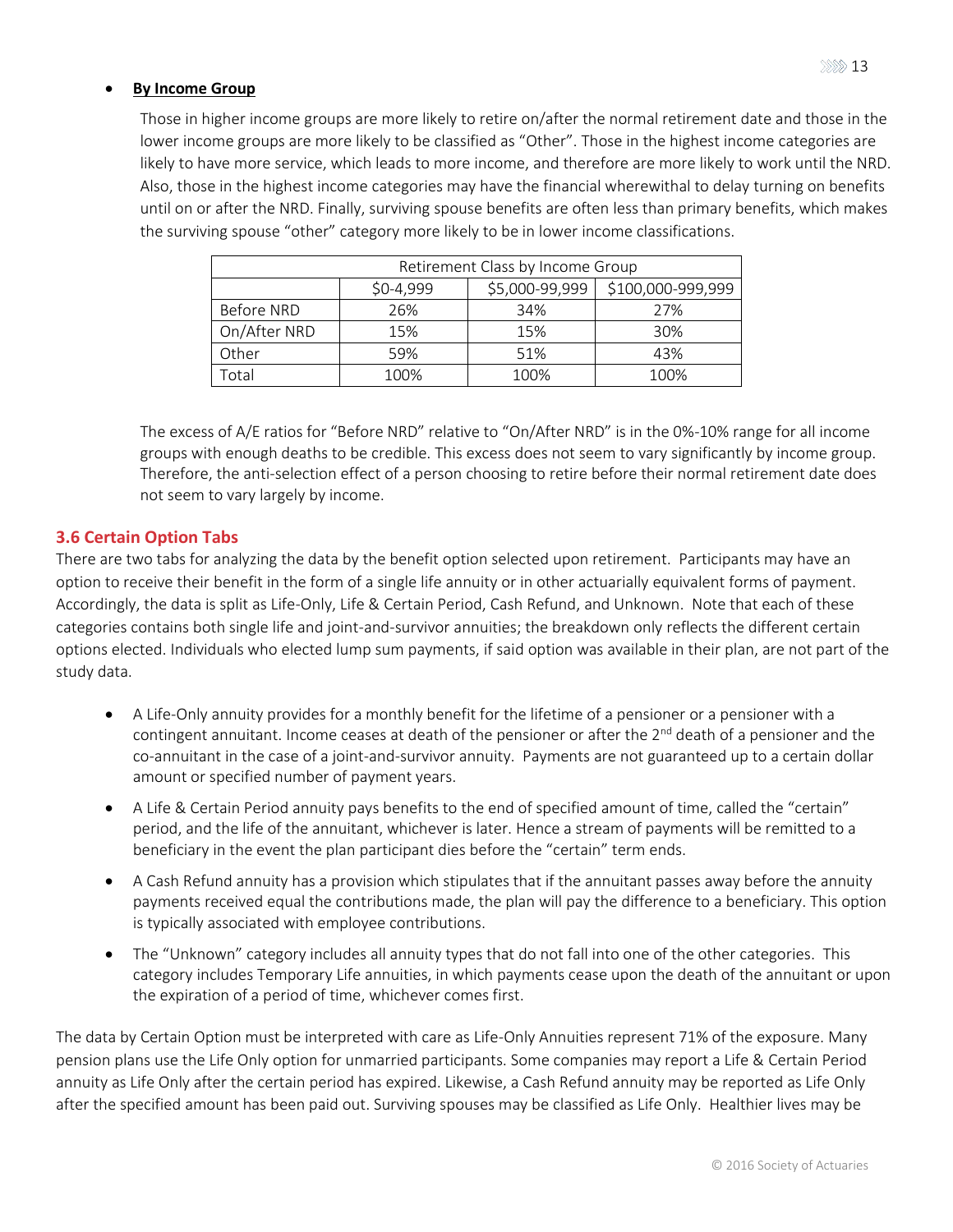- **By Income Group**

  Those in higher income groups are more likely to retire on/after the normal retirement date and those in the lower income groups are more likely to be classified as "Other". Those in the highest income categories are likely to have more service, which leads to more income, and therefore are more likely to work until the NRD. Also, those in the highest income categories may have the financial wherewithal to delay turning on benefits until on or after the NRD. Finally, surviving spouse benefits are often less than primary benefits, which makes the surviving spouse "other" category more likely to be in lower income classifications.

| Retirement Class by Income Group | | | |
|---|---|---|---|
| | $0-4,999 | $5,000-99,999 | $100,000-999,999 |
| Before NRD | 26% | 34% | 27% |
| On/After NRD | 15% | 15% | 30% |
| Other | 59% | 51% | 43% |
| Total | 100% | 100% | 100% |

  The excess of A/E ratios for "Before NRD" relative to "On/After NRD" is in the 0%-10% range for all income groups with enough deaths to be credible. This excess does not seem to vary significantly by income group. Therefore, the anti-selection effect of a person choosing to retire before their normal retirement date does not seem to vary largely by income.

### 3.6 Certain Option Tabs

There are two tabs for analyzing the data by the benefit option selected upon retirement. Participants may have an option to receive their benefit in the form of a single life annuity or in other actuarially equivalent forms of payment. Accordingly, the data is split as Life-Only, Life & Certain Period, Cash Refund, and Unknown. Note that each of these categories contains both single life and joint-and-survivor annuities; the breakdown only reflects the different certain options elected. Individuals who elected lump sum payments, if said option was available in their plan, are not part of the study data.

- A Life-Only annuity provides for a monthly benefit for the lifetime of a pensioner or a pensioner with a contingent annuitant. Income ceases at death of the pensioner or after the 2nd death of a pensioner and the co-annuitant in the case of a joint-and-survivor annuity. Payments are not guaranteed up to a certain dollar amount or specified number of payment years.
- A Life & Certain Period annuity pays benefits to the end of specified amount of time, called the "certain" period, and the life of the annuitant, whichever is later. Hence a stream of payments will be remitted to a beneficiary in the event the plan participant dies before the "certain" term ends.
- A Cash Refund annuity has a provision which stipulates that if the annuitant passes away before the annuity payments received equal the contributions made, the plan will pay the difference to a beneficiary. This option is typically associated with employee contributions.
- The "Unknown" category includes all annuity types that do not fall into one of the other categories. This category includes Temporary Life annuities, in which payments cease upon the death of the annuitant or upon the expiration of a period of time, whichever comes first.

The data by Certain Option must be interpreted with care as Life-Only Annuities represent 71% of the exposure. Many pension plans use the Life Only option for unmarried participants. Some companies may report a Life & Certain Period annuity as Life Only after the certain period has expired. Likewise, a Cash Refund annuity may be reported as Life Only after the specified amount has been paid out. Surviving spouses may be classified as Life Only. Healthier lives may be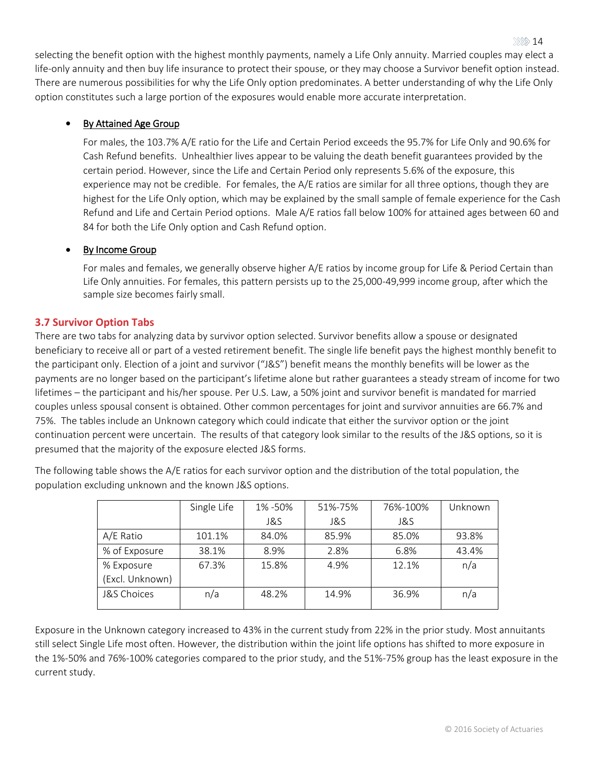selecting the benefit option with the highest monthly payments, namely a Life Only annuity. Married couples may elect a life-only annuity and then buy life insurance to protect their spouse, or they may choose a Survivor benefit option instead. There are numerous possibilities for why the Life Only option predominates. A better understanding of why the Life Only option constitutes such a large portion of the exposures would enable more accurate interpretation.

- <u>By Attained Age Group</u>

  For males, the 103.7% A/E ratio for the Life and Certain Period exceeds the 95.7% for Life Only and 90.6% for Cash Refund benefits. Unhealthier lives appear to be valuing the death benefit guarantees provided by the certain period. However, since the Life and Certain Period only represents 5.6% of the exposure, this experience may not be credible. For females, the A/E ratios are similar for all three options, though they are highest for the Life Only option, which may be explained by the small sample of female experience for the Cash Refund and Life and Certain Period options. Male A/E ratios fall below 100% for attained ages between 60 and 84 for both the Life Only option and Cash Refund option.

- <u>By Income Group</u>

  For males and females, we generally observe higher A/E ratios by income group for Life & Period Certain than Life Only annuities. For females, this pattern persists up to the 25,000-49,999 income group, after which the sample size becomes fairly small.

### 3.7 Survivor Option Tabs

There are two tabs for analyzing data by survivor option selected. Survivor benefits allow a spouse or designated beneficiary to receive all or part of a vested retirement benefit. The single life benefit pays the highest monthly benefit to the participant only. Election of a joint and survivor ("J&S") benefit means the monthly benefits will be lower as the payments are no longer based on the participant's lifetime alone but rather guarantees a steady stream of income for two lifetimes – the participant and his/her spouse. Per U.S. Law, a 50% joint and survivor benefit is mandated for married couples unless spousal consent is obtained. Other common percentages for joint and survivor annuities are 66.7% and 75%. The tables include an Unknown category which could indicate that either the survivor option or the joint continuation percent were uncertain. The results of that category look similar to the results of the J&S options, so it is presumed that the majority of the exposure elected J&S forms.

The following table shows the A/E ratios for each survivor option and the distribution of the total population, the population excluding unknown and the known J&S options.

| | Single Life | 1% -50% J&S | 51%-75% J&S | 76%-100% J&S | Unknown |
|---|---|---|---|---|---|
| A/E Ratio | 101.1% | 84.0% | 85.9% | 85.0% | 93.8% |
| % of Exposure | 38.1% | 8.9% | 2.8% | 6.8% | 43.4% |
| % Exposure (Excl. Unknown) | 67.3% | 15.8% | 4.9% | 12.1% | n/a |
| J&S Choices | n/a | 48.2% | 14.9% | 36.9% | n/a |

Exposure in the Unknown category increased to 43% in the current study from 22% in the prior study. Most annuitants still select Single Life most often. However, the distribution within the joint life options has shifted to more exposure in the 1%-50% and 76%-100% categories compared to the prior study, and the 51%-75% group has the least exposure in the current study.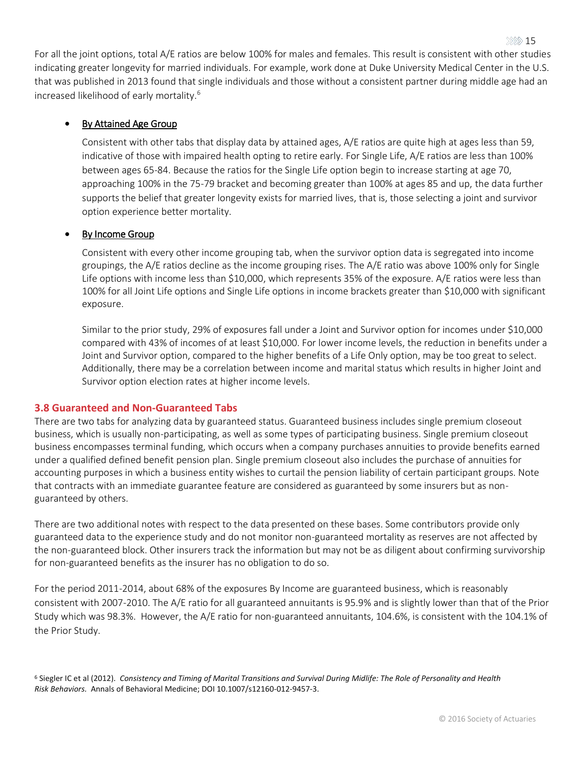For all the joint options, total A/E ratios are below 100% for males and females. This result is consistent with other studies indicating greater longevity for married individuals. For example, work done at Duke University Medical Center in the U.S. that was published in 2013 found that single individuals and those without a consistent partner during middle age had an increased likelihood of early mortality.[6]

- <u>By Attained Age Group</u>

  Consistent with other tabs that display data by attained ages, A/E ratios are quite high at ages less than 59, indicative of those with impaired health opting to retire early. For Single Life, A/E ratios are less than 100% between ages 65-84. Because the ratios for the Single Life option begin to increase starting at age 70, approaching 100% in the 75-79 bracket and becoming greater than 100% at ages 85 and up, the data further supports the belief that greater longevity exists for married lives, that is, those selecting a joint and survivor option experience better mortality.

- <u>By Income Group</u>

  Consistent with every other income grouping tab, when the survivor option data is segregated into income groupings, the A/E ratios decline as the income grouping rises. The A/E ratio was above 100% only for Single Life options with income less than $10,000, which represents 35% of the exposure. A/E ratios were less than 100% for all Joint Life options and Single Life options in income brackets greater than $10,000 with significant exposure.

  Similar to the prior study, 29% of exposures fall under a Joint and Survivor option for incomes under $10,000 compared with 43% of incomes of at least $10,000. For lower income levels, the reduction in benefits under a Joint and Survivor option, compared to the higher benefits of a Life Only option, may be too great to select. Additionally, there may be a correlation between income and marital status which results in higher Joint and Survivor option election rates at higher income levels.

### 3.8 Guaranteed and Non-Guaranteed Tabs

There are two tabs for analyzing data by guaranteed status. Guaranteed business includes single premium closeout business, which is usually non-participating, as well as some types of participating business. Single premium closeout business encompasses terminal funding, which occurs when a company purchases annuities to provide benefits earned under a qualified defined benefit pension plan. Single premium closeout also includes the purchase of annuities for accounting purposes in which a business entity wishes to curtail the pension liability of certain participant groups. Note that contracts with an immediate guarantee feature are considered as guaranteed by some insurers but as non-guaranteed by others.

There are two additional notes with respect to the data presented on these bases. Some contributors provide only guaranteed data to the experience study and do not monitor non-guaranteed mortality as reserves are not affected by the non-guaranteed block. Other insurers track the information but may not be as diligent about confirming survivorship for non-guaranteed benefits as the insurer has no obligation to do so.

For the period 2011-2014, about 68% of the exposures By Income are guaranteed business, which is reasonably consistent with 2007-2010. The A/E ratio for all guaranteed annuitants is 95.9% and is slightly lower than that of the Prior Study which was 98.3%. However, the A/E ratio for non-guaranteed annuitants, 104.6%, is consistent with the 104.1% of the Prior Study.

[6] Siegler IC et al (2012). *Consistency and Timing of Marital Transitions and Survival During Midlife: The Role of Personality and Health Risk Behaviors.* Annals of Behavioral Medicine; DOI 10.1007/s12160-012-9457-3.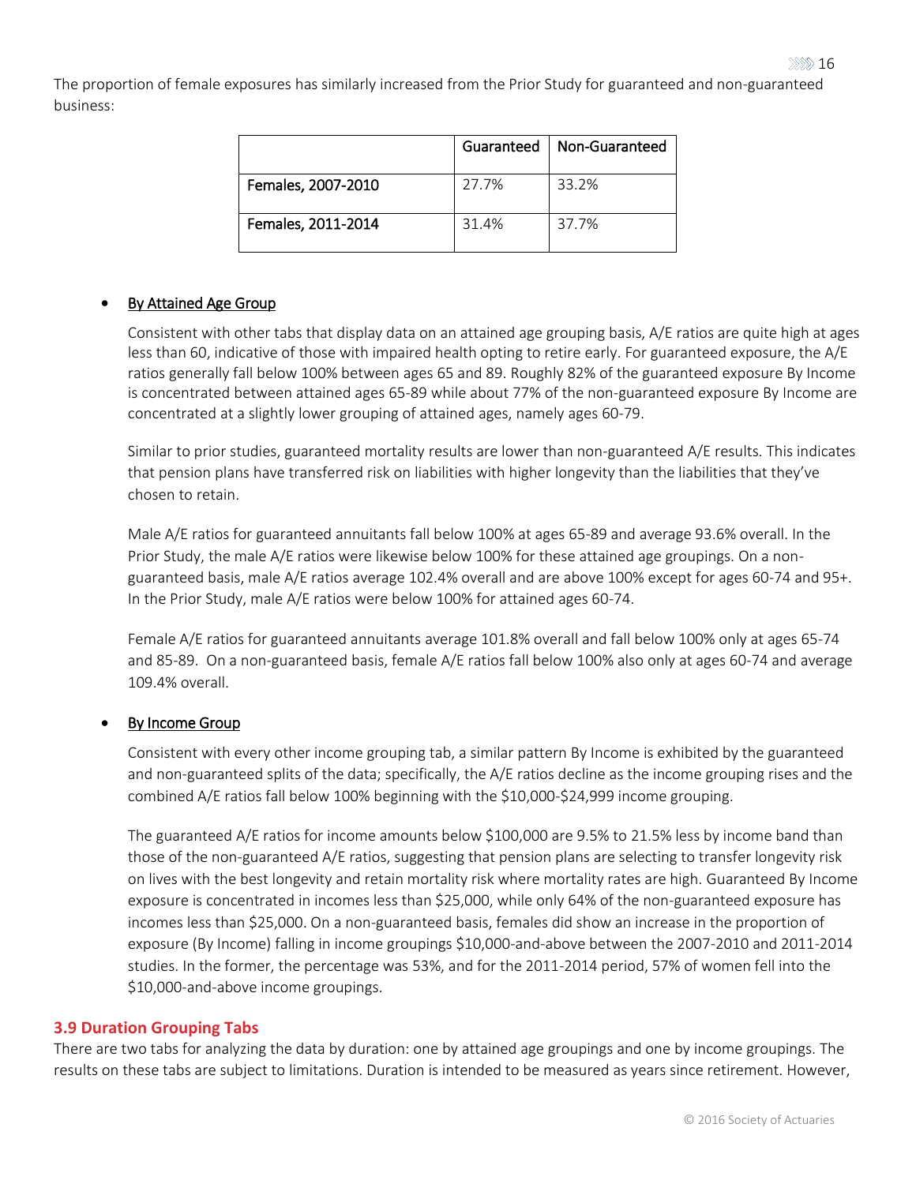The proportion of female exposures has similarly increased from the Prior Study for guaranteed and non-guaranteed business:

| | Guaranteed | Non-Guaranteed |
|---|---|---|
| Females, 2007-2010 | 27.7% | 33.2% |
| Females, 2011-2014 | 31.4% | 37.7% |

- <u>By Attained Age Group</u>

  Consistent with other tabs that display data on an attained age grouping basis, A/E ratios are quite high at ages less than 60, indicative of those with impaired health opting to retire early. For guaranteed exposure, the A/E ratios generally fall below 100% between ages 65 and 89. Roughly 82% of the guaranteed exposure By Income is concentrated between attained ages 65-89 while about 77% of the non-guaranteed exposure By Income are concentrated at a slightly lower grouping of attained ages, namely ages 60-79.

  Similar to prior studies, guaranteed mortality results are lower than non-guaranteed A/E results. This indicates that pension plans have transferred risk on liabilities with higher longevity than the liabilities that they've chosen to retain.

  Male A/E ratios for guaranteed annuitants fall below 100% at ages 65-89 and average 93.6% overall. In the Prior Study, the male A/E ratios were likewise below 100% for these attained age groupings. On a non-guaranteed basis, male A/E ratios average 102.4% overall and are above 100% except for ages 60-74 and 95+. In the Prior Study, male A/E ratios were below 100% for attained ages 60-74.

  Female A/E ratios for guaranteed annuitants average 101.8% overall and fall below 100% only at ages 65-74 and 85-89. On a non-guaranteed basis, female A/E ratios fall below 100% also only at ages 60-74 and average 109.4% overall.

- <u>By Income Group</u>

  Consistent with every other income grouping tab, a similar pattern By Income is exhibited by the guaranteed and non-guaranteed splits of the data; specifically, the A/E ratios decline as the income grouping rises and the combined A/E ratios fall below 100% beginning with the $10,000-$24,999 income grouping.

  The guaranteed A/E ratios for income amounts below $100,000 are 9.5% to 21.5% less by income band than those of the non-guaranteed A/E ratios, suggesting that pension plans are selecting to transfer longevity risk on lives with the best longevity and retain mortality risk where mortality rates are high. Guaranteed By Income exposure is concentrated in incomes less than $25,000, while only 64% of the non-guaranteed exposure has incomes less than $25,000. On a non-guaranteed basis, females did show an increase in the proportion of exposure (By Income) falling in income groupings $10,000-and-above between the 2007-2010 and 2011-2014 studies. In the former, the percentage was 53%, and for the 2011-2014 period, 57% of women fell into the $10,000-and-above income groupings.

### 3.9 Duration Grouping Tabs

There are two tabs for analyzing the data by duration: one by attained age groupings and one by income groupings. The results on these tabs are subject to limitations. Duration is intended to be measured as years since retirement. However,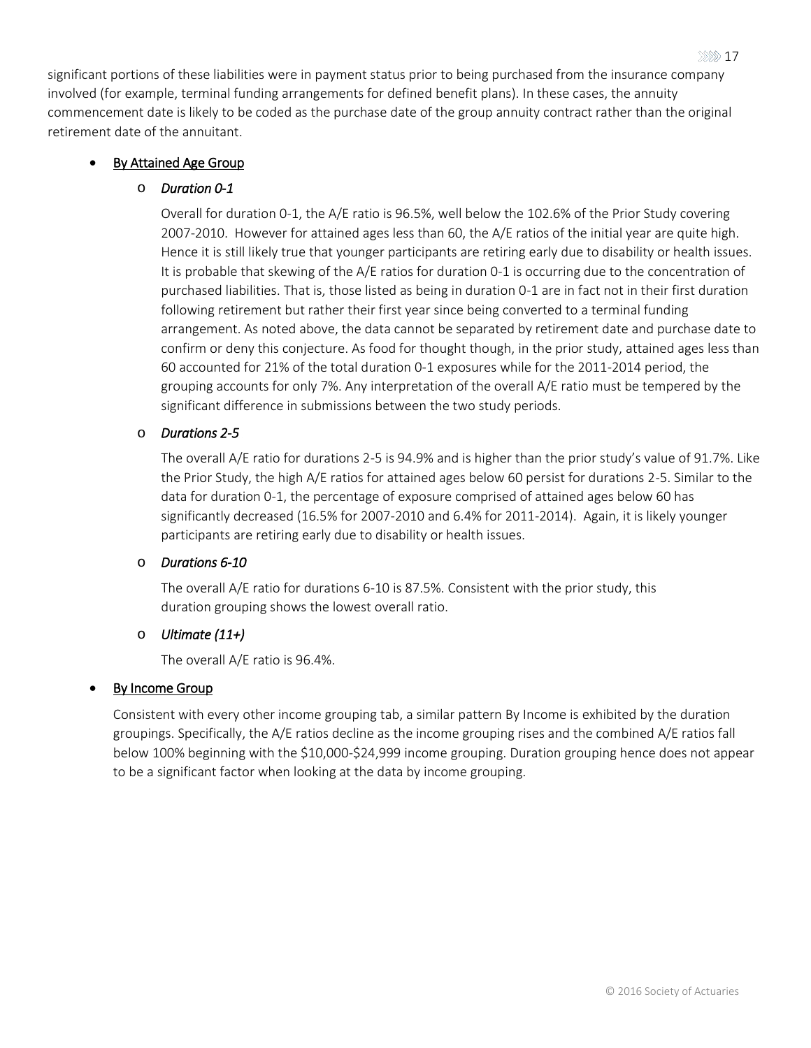significant portions of these liabilities were in payment status prior to being purchased from the insurance company involved (for example, terminal funding arrangements for defined benefit plans). In these cases, the annuity commencement date is likely to be coded as the purchase date of the group annuity contract rather than the original retirement date of the annuitant.

- <u>By Attained Age Group</u>
  - *Duration 0-1*

    Overall for duration 0-1, the A/E ratio is 96.5%, well below the 102.6% of the Prior Study covering 2007-2010. However for attained ages less than 60, the A/E ratios of the initial year are quite high. Hence it is still likely true that younger participants are retiring early due to disability or health issues. It is probable that skewing of the A/E ratios for duration 0-1 is occurring due to the concentration of purchased liabilities. That is, those listed as being in duration 0-1 are in fact not in their first duration following retirement but rather their first year since being converted to a terminal funding arrangement. As noted above, the data cannot be separated by retirement date and purchase date to confirm or deny this conjecture. As food for thought though, in the prior study, attained ages less than 60 accounted for 21% of the total duration 0-1 exposures while for the 2011-2014 period, the grouping accounts for only 7%. Any interpretation of the overall A/E ratio must be tempered by the significant difference in submissions between the two study periods.

  - *Durations 2-5*

    The overall A/E ratio for durations 2-5 is 94.9% and is higher than the prior study's value of 91.7%. Like the Prior Study, the high A/E ratios for attained ages below 60 persist for durations 2-5. Similar to the data for duration 0-1, the percentage of exposure comprised of attained ages below 60 has significantly decreased (16.5% for 2007-2010 and 6.4% for 2011-2014). Again, it is likely younger participants are retiring early due to disability or health issues.

  - *Durations 6-10*

    The overall A/E ratio for durations 6-10 is 87.5%. Consistent with the prior study, this duration grouping shows the lowest overall ratio.

  - *Ultimate (11+)*

    The overall A/E ratio is 96.4%.

- <u>By Income Group</u>

  Consistent with every other income grouping tab, a similar pattern By Income is exhibited by the duration groupings. Specifically, the A/E ratios decline as the income grouping rises and the combined A/E ratios fall below 100% beginning with the $10,000-$24,999 income grouping. Duration grouping hence does not appear to be a significant factor when looking at the data by income grouping.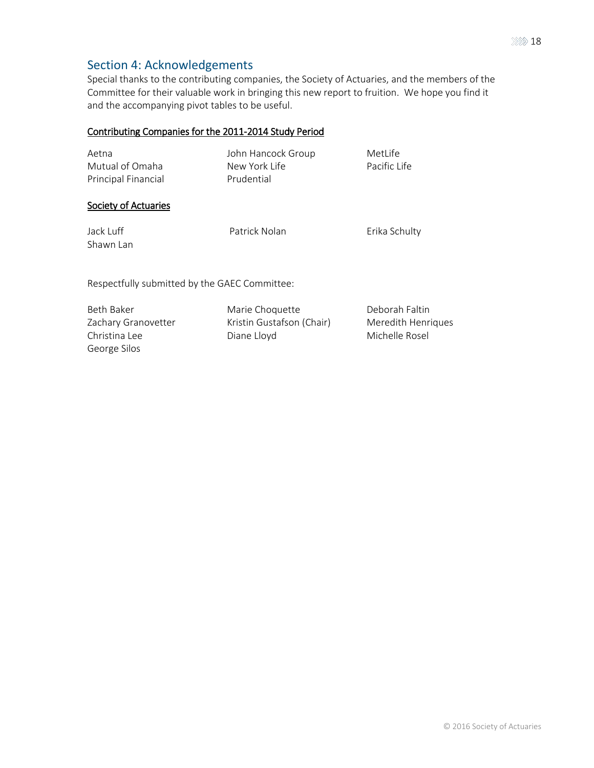## Section 4: Acknowledgements

Special thanks to the contributing companies, the Society of Actuaries, and the members of the Committee for their valuable work in bringing this new report to fruition. We hope you find it and the accompanying pivot tables to be useful.

**Contributing Companies for the 2011-2014 Study Period**

Aetna
John Hancock Group
MetLife
Mutual of Omaha
New York Life
Pacific Life
Principal Financial
Prudential

**Society of Actuaries**

Jack Luff
Patrick Nolan
Erika Schulty
Shawn Lan

Respectfully submitted by the GAEC Committee:

Beth Baker
Marie Choquette
Deborah Faltin
Zachary Granovetter
Kristin Gustafson (Chair)
Meredith Henriques
Christina Lee
Diane Lloyd
Michelle Rosel
George Silos

© 2016 Society of Actuaries